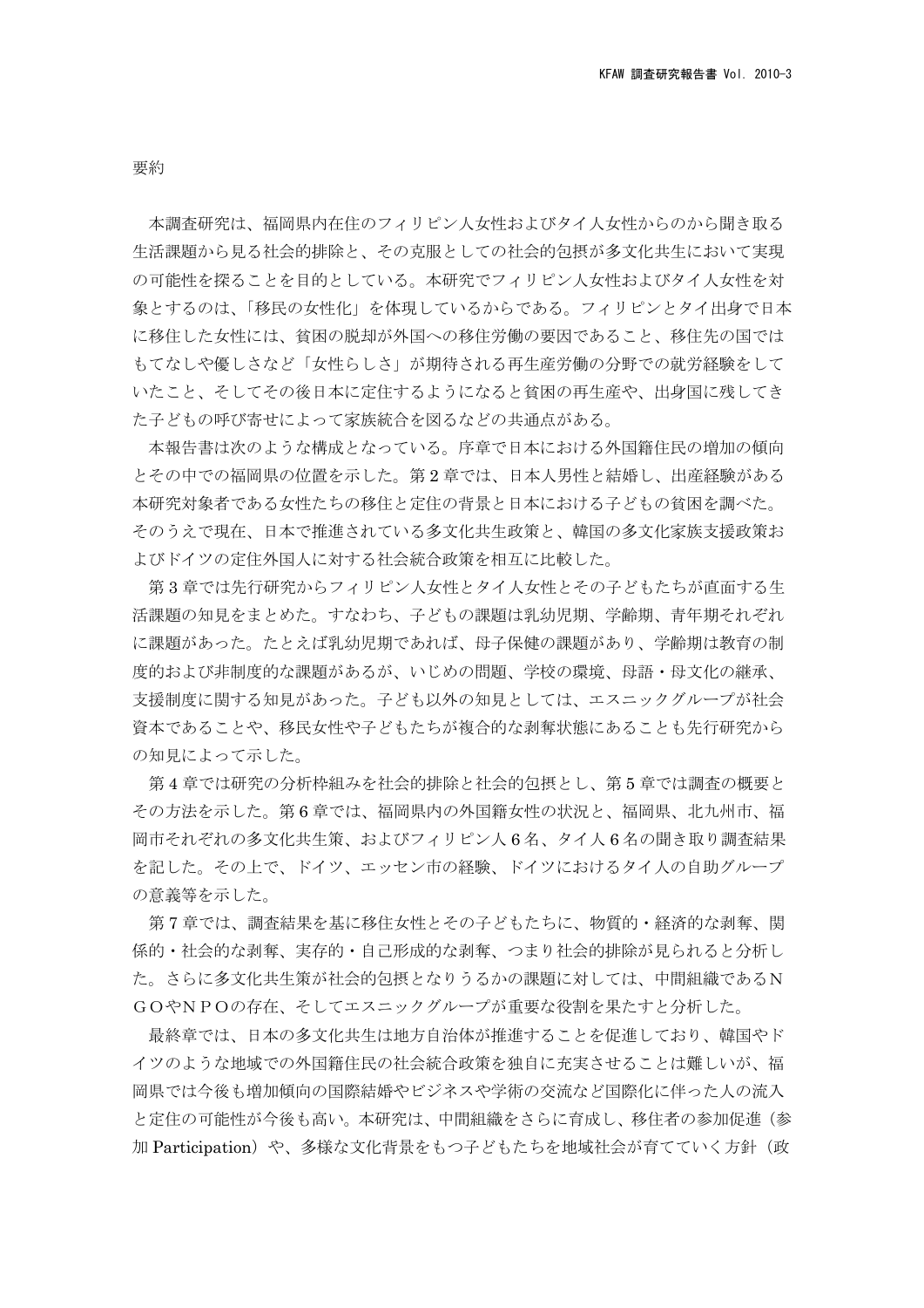## 要約

本調査研究は、福岡県内在住のフィリピン人女性およびタイ人女性からのから聞き取る生活課題から見る社会的排除と、その克服としての社会的包摂が多文化共生において実現の可能性を探ることを目的としている。本研究でフィリピン人女性およびタイ人女性を対象とするのは、「移民の女性化」を体現しているからである。フィリピンとタイ出身で日本に移住した女性には、貧困の脱却が外国への移住労働の要因であること、移住先の国ではもてなしや優しさなど「女性らしさ」が期待される再生産労働の分野での就労経験をしていたこと、そしてその後日本に定住するようになると貧困の再生産や、出身国に残してきた子どもの呼び寄せによって家族統合を図るなどの共通点がある。

本報告書は次のような構成となっている。序章で日本における外国籍住民の増加の傾向とその中での福岡県の位置を示した。第 2 章では、日本人男性と結婚し、出産経験がある本研究対象者である女性たちの移住と定住の背景と日本における子どもの貧困を調べた。そのうえで現在、日本で推進されている多文化共生政策と、韓国の多文化家族支援政策およびドイツの定住外国人に対する社会統合政策を相互に比較した。

第 3 章では先行研究からフィリピン人女性とタイ人女性とその子どもたちが直面する生活課題の知見をまとめた。すなわち、子どもの課題は乳幼児期、学齢期、青年期それぞれに課題があった。たとえば乳幼児期であれば、母子保健の課題があり、学齢期は教育の制度的および非制度的な課題があるが、いじめの問題、学校の環境、母語・母文化の継承、支援制度に関する知見があった。子ども以外の知見としては、エスニックグループが社会資本であることや、移民女性や子どもたちが複合的な剥奪状態にあることも先行研究からの知見によって示した。

第 4 章では研究の分析枠組みを社会的排除と社会的包摂とし、第 5 章では調査の概要とその方法を示した。第 6 章では、福岡県内の外国籍女性の状況と、福岡県、北九州市、福岡市それぞれの多文化共生策、およびフィリピン人 6 名、タイ人 6 名の聞き取り調査結果を記した。その上で、ドイツ、エッセン市の経験、ドイツにおけるタイ人の自助グループの意義等を示した。

第 7 章では、調査結果を基に移住女性とその子どもたちに、物質的・経済的な剥奪、関係的・社会的な剥奪、実存的・自己形成的な剥奪、つまり社会的排除が見られると分析した。さらに多文化共生策が社会的包摂となりうるかの課題に対しては、中間組織であるＮＧＯやＮＰＯの存在、そしてエスニックグループが重要な役割を果たすと分析した。

最終章では、日本の多文化共生は地方自治体が推進することを促進しており、韓国やドイツのような地域での外国籍住民の社会統合政策を独自に充実させることは難しいが、福岡県では今後も増加傾向の国際結婚やビジネスや学術の交流など国際化に伴った人の流入と定住の可能性が今後も高い。本研究は、中間組織をさらに育成し、移住者の参加促進（参加 Participation）や、多様な文化背景をもつ子どもたちを地域社会が育てていく方針（政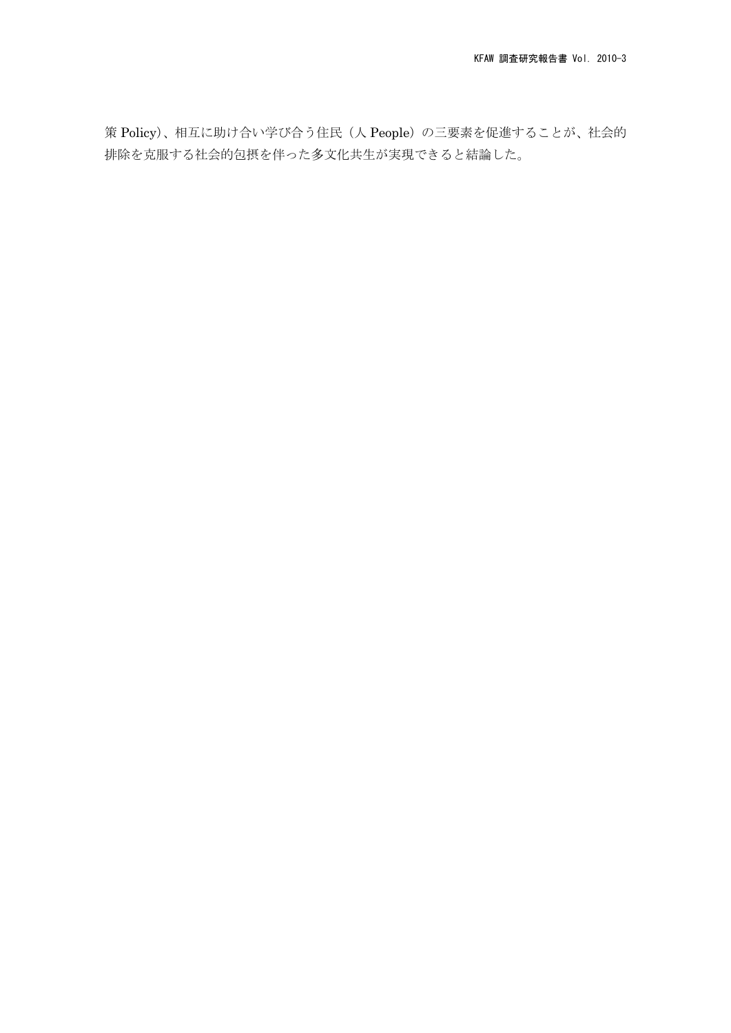策 Policy）、相互に助け合い学び合う住民（人 People）の三要素を促進することが、社会的排除を克服する社会的包摂を伴った多文化共生が実現できると結論した。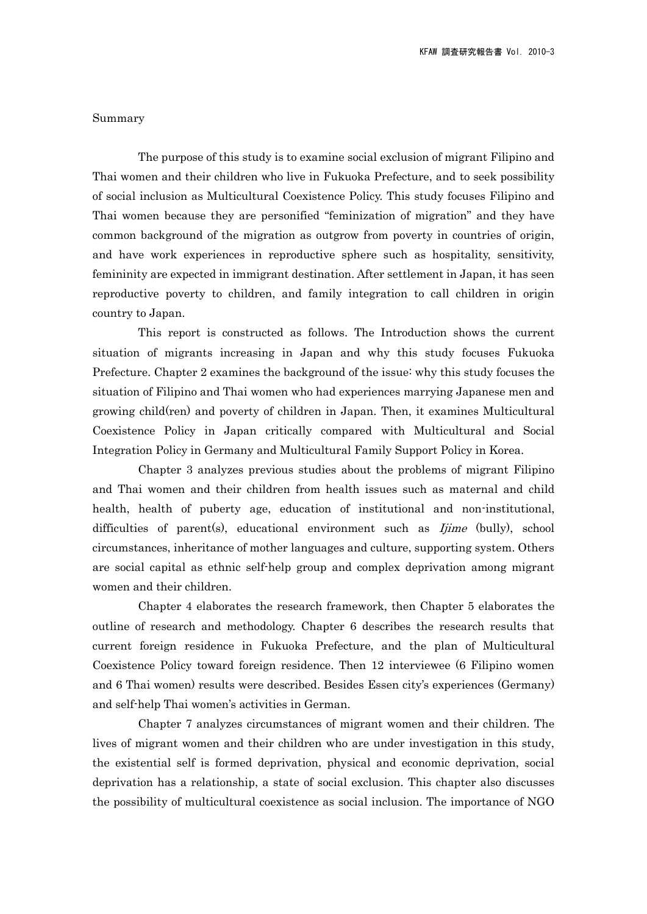Summary

The purpose of this study is to examine social exclusion of migrant Filipino and Thai women and their children who live in Fukuoka Prefecture, and to seek possibility of social inclusion as Multicultural Coexistence Policy. This study focuses Filipino and Thai women because they are personified "feminization of migration" and they have common background of the migration as outgrow from poverty in countries of origin, and have work experiences in reproductive sphere such as hospitality, sensitivity, femininity are expected in immigrant destination. After settlement in Japan, it has seen reproductive poverty to children, and family integration to call children in origin country to Japan.

This report is constructed as follows. The Introduction shows the current situation of migrants increasing in Japan and why this study focuses Fukuoka Prefecture. Chapter 2 examines the background of the issue: why this study focuses the situation of Filipino and Thai women who had experiences marrying Japanese men and growing child(ren) and poverty of children in Japan. Then, it examines Multicultural Coexistence Policy in Japan critically compared with Multicultural and Social Integration Policy in Germany and Multicultural Family Support Policy in Korea.

Chapter 3 analyzes previous studies about the problems of migrant Filipino and Thai women and their children from health issues such as maternal and child health, health of puberty age, education of institutional and non-institutional, difficulties of parent(s), educational environment such as *Ijime* (bully), school circumstances, inheritance of mother languages and culture, supporting system. Others are social capital as ethnic self-help group and complex deprivation among migrant women and their children.

Chapter 4 elaborates the research framework, then Chapter 5 elaborates the outline of research and methodology. Chapter 6 describes the research results that current foreign residence in Fukuoka Prefecture, and the plan of Multicultural Coexistence Policy toward foreign residence. Then 12 interviewee (6 Filipino women and 6 Thai women) results were described. Besides Essen city's experiences (Germany) and self-help Thai women's activities in German.

Chapter 7 analyzes circumstances of migrant women and their children. The lives of migrant women and their children who are under investigation in this study, the existential self is formed deprivation, physical and economic deprivation, social deprivation has a relationship, a state of social exclusion. This chapter also discusses the possibility of multicultural coexistence as social inclusion. The importance of NGO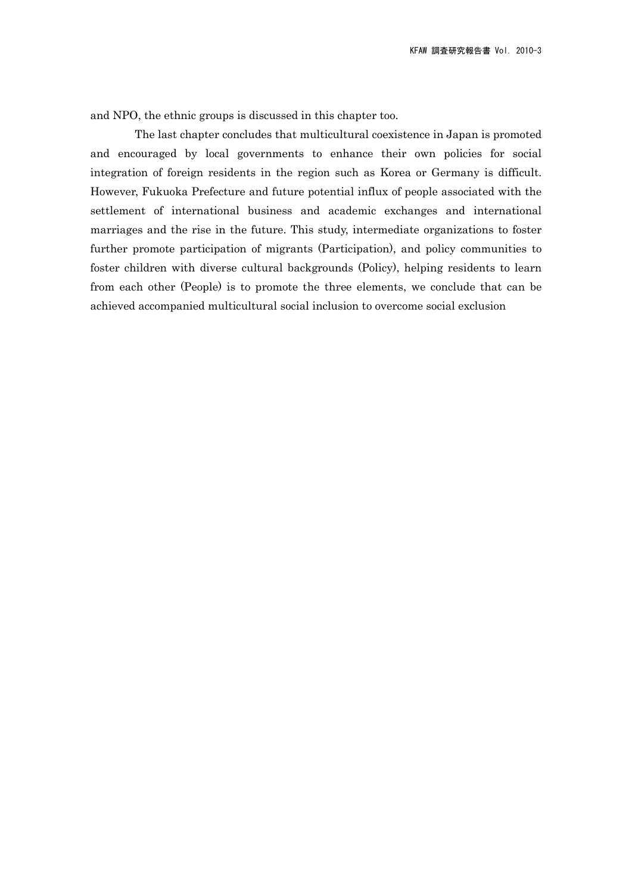and NPO, the ethnic groups is discussed in this chapter too.

The last chapter concludes that multicultural coexistence in Japan is promoted and encouraged by local governments to enhance their own policies for social integration of foreign residents in the region such as Korea or Germany is difficult. However, Fukuoka Prefecture and future potential influx of people associated with the settlement of international business and academic exchanges and international marriages and the rise in the future. This study, intermediate organizations to foster further promote participation of migrants (Participation), and policy communities to foster children with diverse cultural backgrounds (Policy), helping residents to learn from each other (People) is to promote the three elements, we conclude that can be achieved accompanied multicultural social inclusion to overcome social exclusion